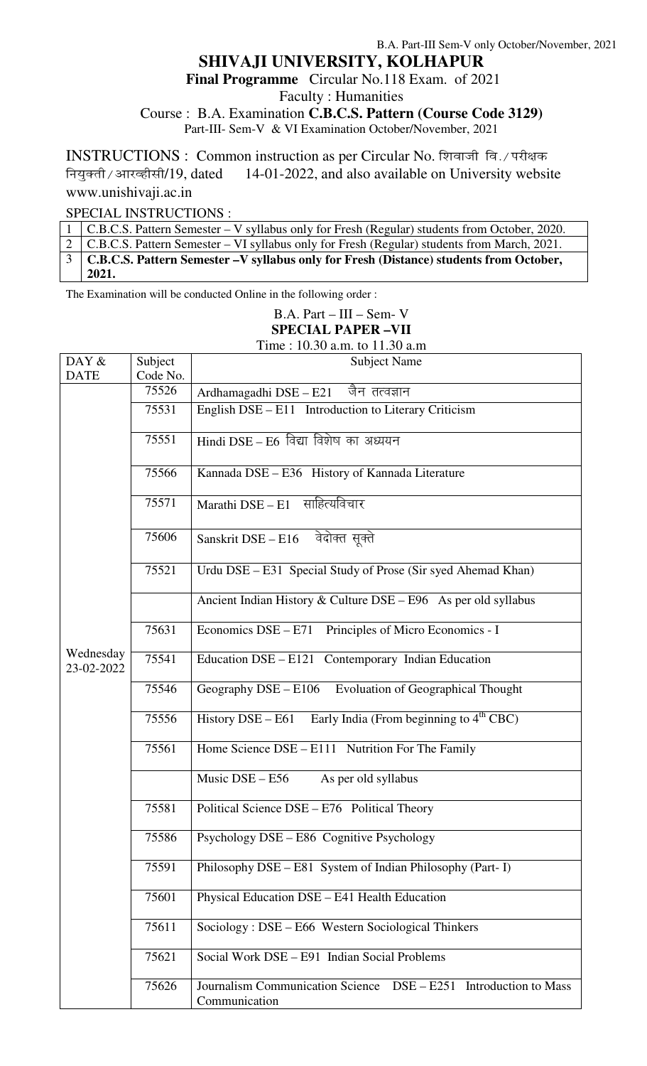# SHIVAJI UNIVERSITY, KOLHAPUR

**Final Programme** Circular No.118 Exam. of 2021

Faculty : Humanities

Course : B.A. Examination **C.B.C.S. Pattern (Course Code 3129)**

Part-III- Sem-V & VI Examination October/November, 2021

INSTRUCTIONS : Common instruction as per Circular No. शिवाजी वि./परीक्षक नियुक्ती/आरव्हीसी/19, dated 14-01-2022, and also available on University website www.unishivaji.ac.in

SPECIAL INSTRUCTIONS :

| | |
|---|---|
| 1 | C.B.C.S. Pattern Semester – V syllabus only for Fresh (Regular) students from October, 2020. |
| 2 | C.B.C.S. Pattern Semester – VI syllabus only for Fresh (Regular) students from March, 2021. |
| 3 | **C.B.C.S. Pattern Semester –V syllabus only for Fresh (Distance) students from October, 2021.** |

The Examination will be conducted Online in the following order :

B.A. Part – III – Sem- V

**SPECIAL PAPER –VII**

Time : 10.30 a.m. to 11.30 a.m

| DAY & DATE | Subject Code No. | Subject Name |
|---|---|---|
| Wednesday 23-02-2022 | 75526 | Ardhamagadhi DSE – E21 जैन तत्वज्ञान |
| | 75531 | English DSE – E11 Introduction to Literary Criticism |
| | 75551 | Hindi DSE – E6 विद्या विशेष का अध्ययन |
| | 75566 | Kannada DSE – E36 History of Kannada Literature |
| | 75571 | Marathi DSE – E1 साहित्यविचार |
| | 75606 | Sanskrit DSE – E16 वेदोक्त सूक्ते |
| | 75521 | Urdu DSE – E31 Special Study of Prose (Sir syed Ahemad Khan) |
| | | Ancient Indian History & Culture DSE – E96 As per old syllabus |
| | 75631 | Economics DSE – E71 Principles of Micro Economics - I |
| | 75541 | Education DSE – E121 Contemporary Indian Education |
| | 75546 | Geography DSE – E106 Evoluation of Geographical Thought |
| | 75556 | History DSE – E61 Early India (From beginning to 4th CBC) |
| | 75561 | Home Science DSE – E111 Nutrition For The Family |
| | | Music DSE – E56 As per old syllabus |
| | 75581 | Political Science DSE – E76 Political Theory |
| | 75586 | Psychology DSE – E86 Cognitive Psychology |
| | 75591 | Philosophy DSE – E81 System of Indian Philosophy (Part- I) |
| | 75601 | Physical Education DSE – E41 Health Education |
| | 75611 | Sociology : DSE – E66 Western Sociological Thinkers |
| | 75621 | Social Work DSE – E91 Indian Social Problems |
| | 75626 | Journalism Communication Science DSE – E251 Introduction to Mass Communication |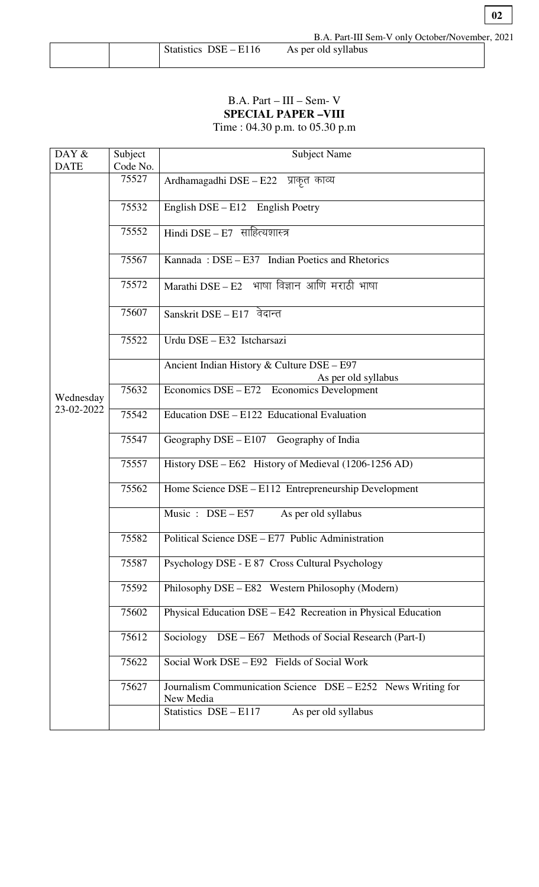| | | |
|---|---|---|
| | | Statistics DSE – E116 As per old syllabus |

B.A. Part – III – Sem- V
**SPECIAL PAPER –VIII**
Time : 04.30 p.m. to 05.30 p.m

| DAY & DATE | Subject Code No. | Subject Name |
|---|---|---|
| Wednesday 23-02-2022 | 75527 | Ardhamagadhi DSE – E22 प्राकृत काव्य |
| | 75532 | English DSE – E12 English Poetry |
| | 75552 | Hindi DSE – E7 साहित्यशास्त्र |
| | 75567 | Kannada : DSE – E37 Indian Poetics and Rhetorics |
| | 75572 | Marathi DSE – E2 भाषा विज्ञान आणि मराठी भाषा |
| | 75607 | Sanskrit DSE – E17 वेदान्त |
| | 75522 | Urdu DSE – E32 Istcharsazi |
| | | Ancient Indian History & Culture DSE – E97 As per old syllabus |
| | 75632 | Economics DSE – E72 Economics Development |
| | 75542 | Education DSE – E122 Educational Evaluation |
| | 75547 | Geography DSE – E107 Geography of India |
| | 75557 | History DSE – E62 History of Medieval (1206-1256 AD) |
| | 75562 | Home Science DSE – E112 Entrepreneurship Development |
| | | Music : DSE – E57 As per old syllabus |
| | 75582 | Political Science DSE – E77 Public Administration |
| | 75587 | Psychology DSE - E 87 Cross Cultural Psychology |
| | 75592 | Philosophy DSE – E82 Western Philosophy (Modern) |
| | 75602 | Physical Education DSE – E42 Recreation in Physical Education |
| | 75612 | Sociology DSE – E67 Methods of Social Research (Part-I) |
| | 75622 | Social Work DSE – E92 Fields of Social Work |
| | 75627 | Journalism Communication Science DSE – E252 News Writing for New Media |
| | | Statistics DSE – E117 As per old syllabus |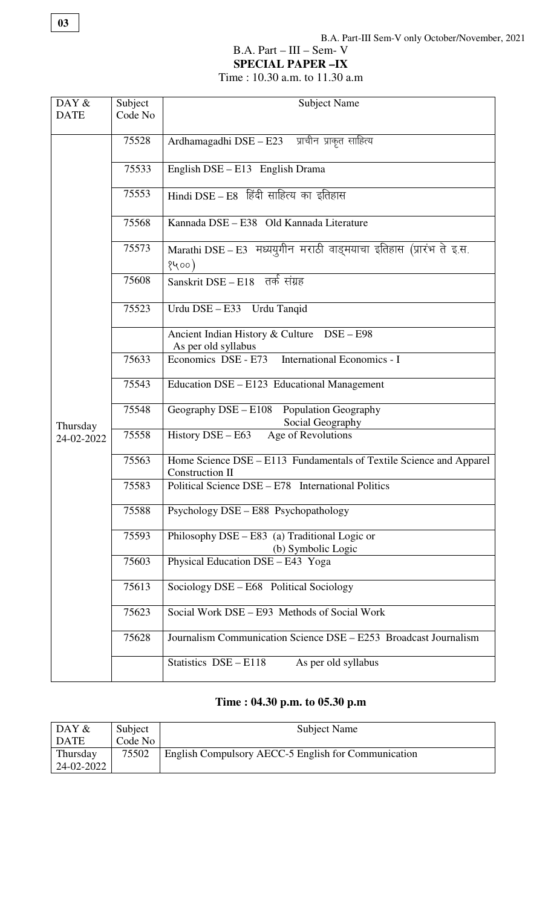B.A. Part-III Sem-V only October/November, 2021

## B.A. Part – III – Sem- V

### SPECIAL PAPER –IX

Time : 10.30 a.m. to 11.30 a.m

| DAY & DATE | Subject Code No | Subject Name |
|---|---|---|
| Thursday 24-02-2022 | 75528 | Ardhamagadhi DSE – E23 प्राचीन प्राकृत साहित्य |
| | 75533 | English DSE – E13 English Drama |
| | 75553 | Hindi DSE – E8 हिंदी साहित्य का इतिहास |
| | 75568 | Kannada DSE – E38 Old Kannada Literature |
| | 75573 | Marathi DSE – E3 मध्ययुगीन मराठी वाड्मयाचा इतिहास (प्रारंभ ते इ.स. १५००) |
| | 75608 | Sanskrit DSE – E18 तर्क संग्रह |
| | 75523 | Urdu DSE – E33 Urdu Tanqid |
| | | Ancient Indian History & Culture DSE – E98 As per old syllabus |
| | 75633 | Economics DSE - E73 International Economics - I |
| | 75543 | Education DSE – E123 Educational Management |
| | 75548 | Geography DSE – E108 Population Geography Social Geography |
| | 75558 | History DSE – E63 Age of Revolutions |
| | 75563 | Home Science DSE – E113 Fundamentals of Textile Science and Apparel Construction II |
| | 75583 | Political Science DSE – E78 International Politics |
| | 75588 | Psychology DSE – E88 Psychopathology |
| | 75593 | Philosophy DSE – E83 (a) Traditional Logic or (b) Symbolic Logic |
| | 75603 | Physical Education DSE – E43 Yoga |
| | 75613 | Sociology DSE – E68 Political Sociology |
| | 75623 | Social Work DSE – E93 Methods of Social Work |
| | 75628 | Journalism Communication Science DSE – E253 Broadcast Journalism |
| | | Statistics DSE – E118 As per old syllabus |

### Time : 04.30 p.m. to 05.30 p.m

| DAY & DATE | Subject Code No | Subject Name |
|---|---|---|
| Thursday 24-02-2022 | 75502 | English Compulsory AECC-5 English for Communication |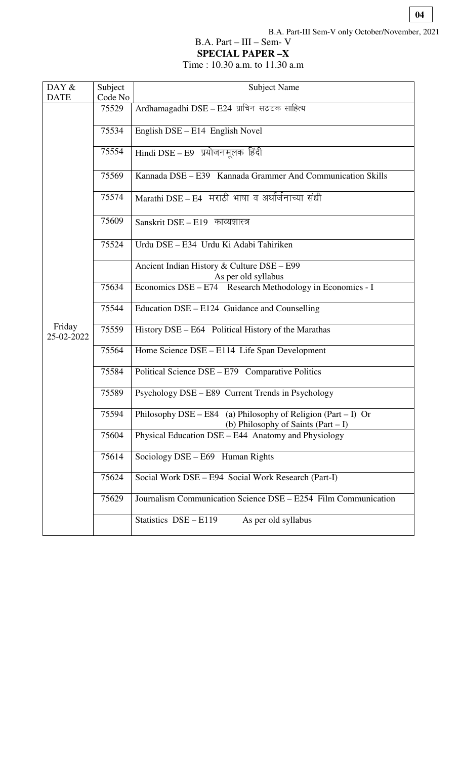B.A. Part-III Sem-V only October/November, 2021

# B.A. Part – III – Sem- V

## SPECIAL PAPER –X

Time : 10.30 a.m. to 11.30 a.m

| DAY & DATE | Subject Code No | Subject Name |
|---|---|---|
| Friday 25-02-2022 | 75529 | Ardhamagadhi DSE – E24 प्राचिन सट्टक साहित्य |
| | 75534 | English DSE – E14 English Novel |
| | 75554 | Hindi DSE – E9 प्रयोजनमूलक हिंदी |
| | 75569 | Kannada DSE – E39 Kannada Grammer And Communication Skills |
| | 75574 | Marathi DSE – E4 मराठी भाषा व अर्थार्जनाच्या संधी |
| | 75609 | Sanskrit DSE – E19 काव्यशास्त्र |
| | 75524 | Urdu DSE – E34 Urdu Ki Adabi Tahiriken |
| | | Ancient Indian History & Culture DSE – E99 As per old syllabus |
| | 75634 | Economics DSE – E74 Research Methodology in Economics - I |
| | 75544 | Education DSE – E124 Guidance and Counselling |
| | 75559 | History DSE – E64 Political History of the Marathas |
| | 75564 | Home Science DSE – E114 Life Span Development |
| | 75584 | Political Science DSE – E79 Comparative Politics |
| | 75589 | Psychology DSE – E89 Current Trends in Psychology |
| | 75594 | Philosophy DSE – E84 (a) Philosophy of Religion (Part – I) Or (b) Philosophy of Saints (Part – I) |
| | 75604 | Physical Education DSE – E44 Anatomy and Physiology |
| | 75614 | Sociology DSE – E69 Human Rights |
| | 75624 | Social Work DSE – E94 Social Work Research (Part-I) |
| | 75629 | Journalism Communication Science DSE – E254 Film Communication |
| | | Statistics DSE – E119 As per old syllabus |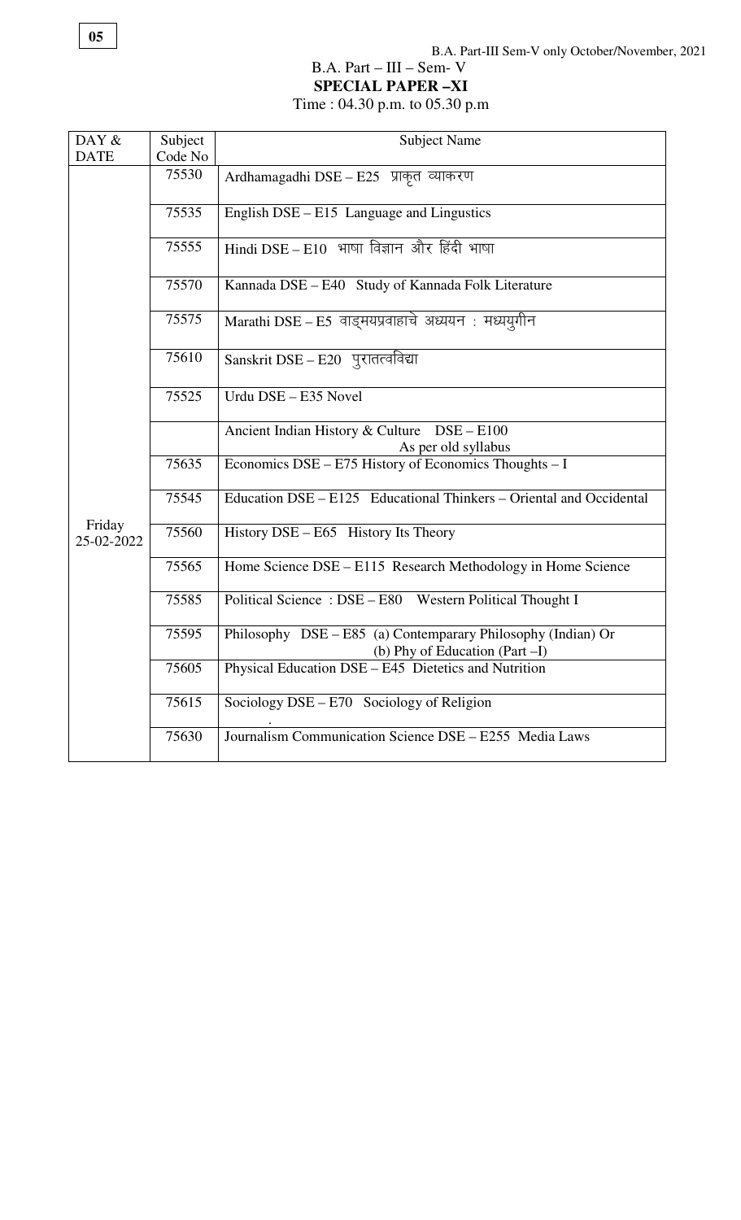B.A. Part-III Sem-V only October/November, 2021

## B.A. Part – III – Sem- V

### SPECIAL PAPER –XI

Time : 04.30 p.m. to 05.30 p.m

| DAY & DATE | Subject Code No | Subject Name |
|---|---|---|
| Friday 25-02-2022 | 75530 | Ardhamagadhi DSE – E25 प्राकृत व्याकरण |
| | 75535 | English DSE – E15 Language and Lingustics |
| | 75555 | Hindi DSE – E10 भाषा विज्ञान और हिंदी भाषा |
| | 75570 | Kannada DSE – E40 Study of Kannada Folk Literature |
| | 75575 | Marathi DSE – E5 वाङ्मयप्रवाहाचे अध्ययन : मध्ययुगीन |
| | 75610 | Sanskrit DSE – E20 पुरातत्वविद्या |
| | 75525 | Urdu DSE – E35 Novel |
| | | Ancient Indian History & Culture DSE – E100 As per old syllabus |
| | 75635 | Economics DSE – E75 History of Economics Thoughts – I |
| | 75545 | Education DSE – E125 Educational Thinkers – Oriental and Occidental |
| | 75560 | History DSE – E65 History Its Theory |
| | 75565 | Home Science DSE – E115 Research Methodology in Home Science |
| | 75585 | Political Science : DSE – E80 Western Political Thought I |
| | 75595 | Philosophy DSE – E85 (a) Contemparary Philosophy (Indian) Or (b) Phy of Education (Part –I) |
| | 75605 | Physical Education DSE – E45 Dietetics and Nutrition |
| | 75615 | Sociology DSE – E70 Sociology of Religion |
| | 75630 | Journalism Communication Science DSE – E255 Media Laws |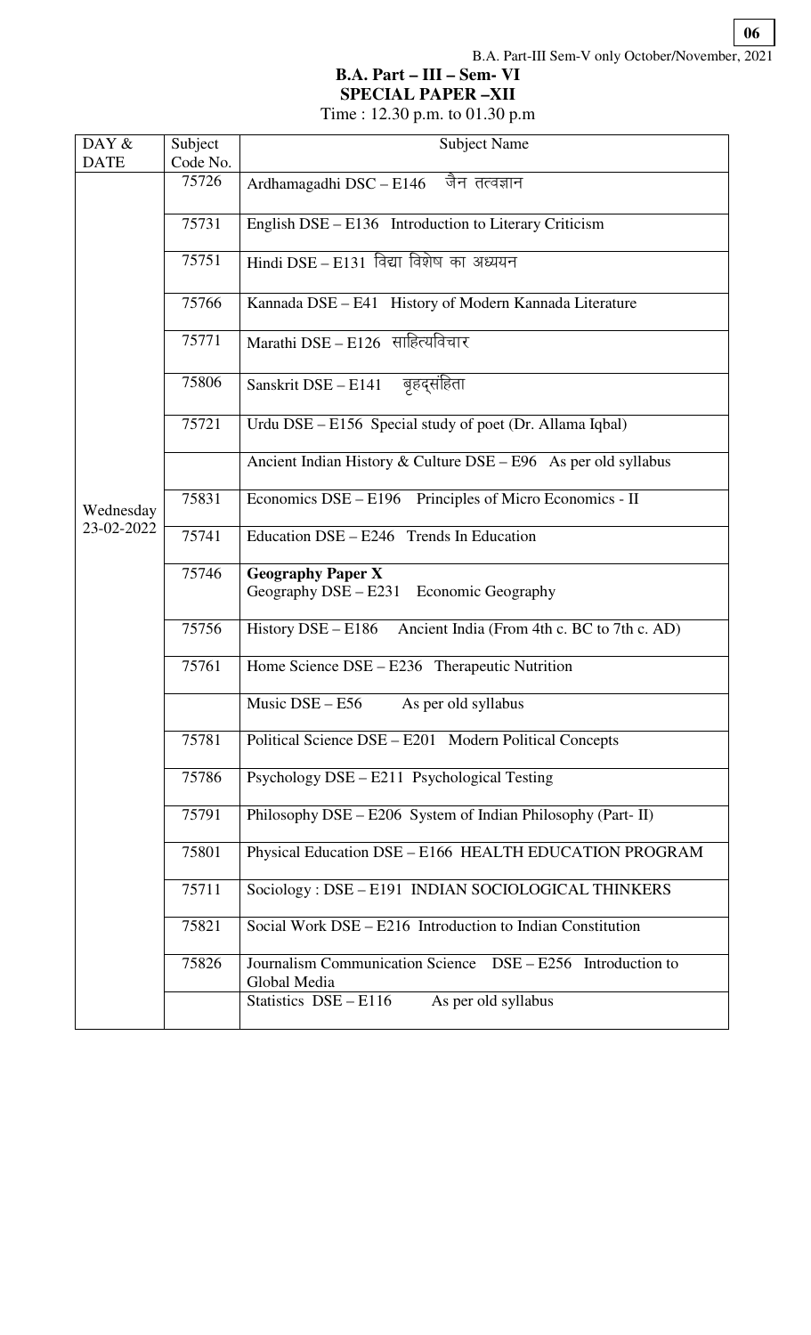B.A. Part-III Sem-V only October/November, 2021

**B.A. Part – III – Sem- VI**
**SPECIAL PAPER –XII**
Time : 12.30 p.m. to 01.30 p.m

| DAY & DATE | Subject Code No. | Subject Name |
|---|---|---|
| Wednesday 23-02-2022 | 75726 | Ardhamagadhi DSC – E146 जैन तत्वज्ञान |
| | 75731 | English DSE – E136 Introduction to Literary Criticism |
| | 75751 | Hindi DSE – E131 विद्या विशेष का अध्ययन |
| | 75766 | Kannada DSE – E41 History of Modern Kannada Literature |
| | 75771 | Marathi DSE – E126 साहित्यविचार |
| | 75806 | Sanskrit DSE – E141 बृहद्संहिता |
| | 75721 | Urdu DSE – E156 Special study of poet (Dr. Allama Iqbal) |
| | | Ancient Indian History & Culture DSE – E96 As per old syllabus |
| | 75831 | Economics DSE – E196 Principles of Micro Economics - II |
| | 75741 | Education DSE – E246 Trends In Education |
| | 75746 | **Geography Paper X** Geography DSE – E231 Economic Geography |
| | 75756 | History DSE – E186 Ancient India (From 4th c. BC to 7th c. AD) |
| | 75761 | Home Science DSE – E236 Therapeutic Nutrition |
| | | Music DSE – E56 As per old syllabus |
| | 75781 | Political Science DSE – E201 Modern Political Concepts |
| | 75786 | Psychology DSE – E211 Psychological Testing |
| | 75791 | Philosophy DSE – E206 System of Indian Philosophy (Part- II) |
| | 75801 | Physical Education DSE – E166 HEALTH EDUCATION PROGRAM |
| | 75711 | Sociology : DSE – E191 INDIAN SOCIOLOGICAL THINKERS |
| | 75821 | Social Work DSE – E216 Introduction to Indian Constitution |
| | 75826 | Journalism Communication Science DSE – E256 Introduction to Global Media |
| | | Statistics DSE – E116 As per old syllabus |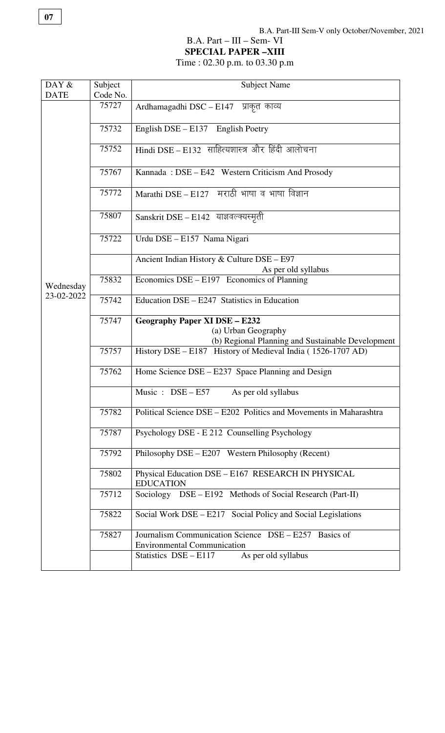B.A. Part-III Sem-V only October/November, 2021

B.A. Part – III – Sem- VI

**SPECIAL PAPER –XIII**

Time : 02.30 p.m. to 03.30 p.m

| DAY & DATE | Subject Code No. | Subject Name |
|---|---|---|
| Wednesday 23-02-2022 | 75727 | Ardhamagadhi DSC – E147 प्राकृत काव्य |
| | 75732 | English DSE – E137 English Poetry |
| | 75752 | Hindi DSE – E132 साहित्यशास्त्र और हिंदी आलोचना |
| | 75767 | Kannada : DSE – E42 Western Criticism And Prosody |
| | 75772 | Marathi DSE – E127 मराठी भाषा व भाषा विज्ञान |
| | 75807 | Sanskrit DSE – E142 याज्ञवल्क्यस्मृती |
| | 75722 | Urdu DSE – E157 Nama Nigari |
| | | Ancient Indian History & Culture DSE – E97 As per old syllabus |
| | 75832 | Economics DSE – E197 Economics of Planning |
| | 75742 | Education DSE – E247 Statistics in Education |
| | 75747 | **Geography Paper XI DSE – E232** (a) Urban Geography (b) Regional Planning and Sustainable Development |
| | 75757 | History DSE – E187 History of Medieval India ( 1526-1707 AD) |
| | 75762 | Home Science DSE – E237 Space Planning and Design |
| | | Music : DSE – E57 As per old syllabus |
| | 75782 | Political Science DSE – E202 Politics and Movements in Maharashtra |
| | 75787 | Psychology DSE - E 212 Counselling Psychology |
| | 75792 | Philosophy DSE – E207 Western Philosophy (Recent) |
| | 75802 | Physical Education DSE – E167 RESEARCH IN PHYSICAL EDUCATION |
| | 75712 | Sociology DSE – E192 Methods of Social Research (Part-II) |
| | 75822 | Social Work DSE – E217 Social Policy and Social Legislations |
| | 75827 | Journalism Communication Science DSE – E257 Basics of Environmental Communication |
| | | Statistics DSE – E117 As per old syllabus |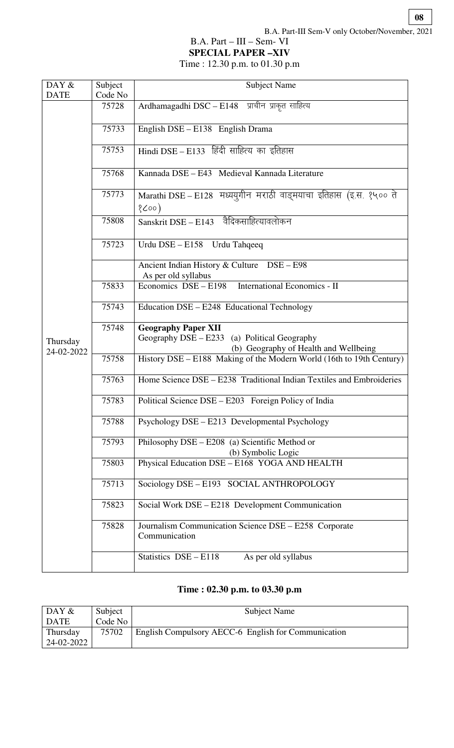B.A. Part-III Sem-V only October/November, 2021

## B.A. Part – III – Sem- VI

### SPECIAL PAPER –XIV

Time : 12.30 p.m. to 01.30 p.m

| DAY & DATE | Subject Code No | Subject Name |
|---|---|---|
| Thursday 24-02-2022 | 75728 | Ardhamagadhi DSC – E148 प्राचीन प्राकृत साहित्य |
| | 75733 | English DSE – E138 English Drama |
| | 75753 | Hindi DSE – E133 हिंदी साहित्य का इतिहास |
| | 75768 | Kannada DSE – E43 Medieval Kannada Literature |
| | 75773 | Marathi DSE – E128 मध्ययुगीन मराठी वाङ्मयाचा इतिहास (इ.स. १५०० ते १८००) |
| | 75808 | Sanskrit DSE – E143 वैदिकसाहित्यावलोकन |
| | 75723 | Urdu DSE – E158 Urdu Tahqeeq |
| | | Ancient Indian History & Culture DSE – E98 As per old syllabus |
| | 75833 | Economics DSE – E198 International Economics - II |
| | 75743 | Education DSE – E248 Educational Technology |
| | 75748 | **Geography Paper XII** Geography DSE – E233 (a) Political Geography (b) Geography of Health and Wellbeing |
| | 75758 | History DSE – E188 Making of the Modern World (16th to 19th Century) |
| | 75763 | Home Science DSE – E238 Traditional Indian Textiles and Embroideries |
| | 75783 | Political Science DSE – E203 Foreign Policy of India |
| | 75788 | Psychology DSE – E213 Developmental Psychology |
| | 75793 | Philosophy DSE – E208 (a) Scientific Method or (b) Symbolic Logic |
| | 75803 | Physical Education DSE – E168 YOGA AND HEALTH |
| | 75713 | Sociology DSE – E193 SOCIAL ANTHROPOLOGY |
| | 75823 | Social Work DSE – E218 Development Communication |
| | 75828 | Journalism Communication Science DSE – E258 Corporate Communication |
| | | Statistics DSE – E118 As per old syllabus |

### Time : 02.30 p.m. to 03.30 p.m

| DAY & DATE | Subject Code No | Subject Name |
|---|---|---|
| Thursday 24-02-2022 | 75702 | English Compulsory AECC-6 English for Communication |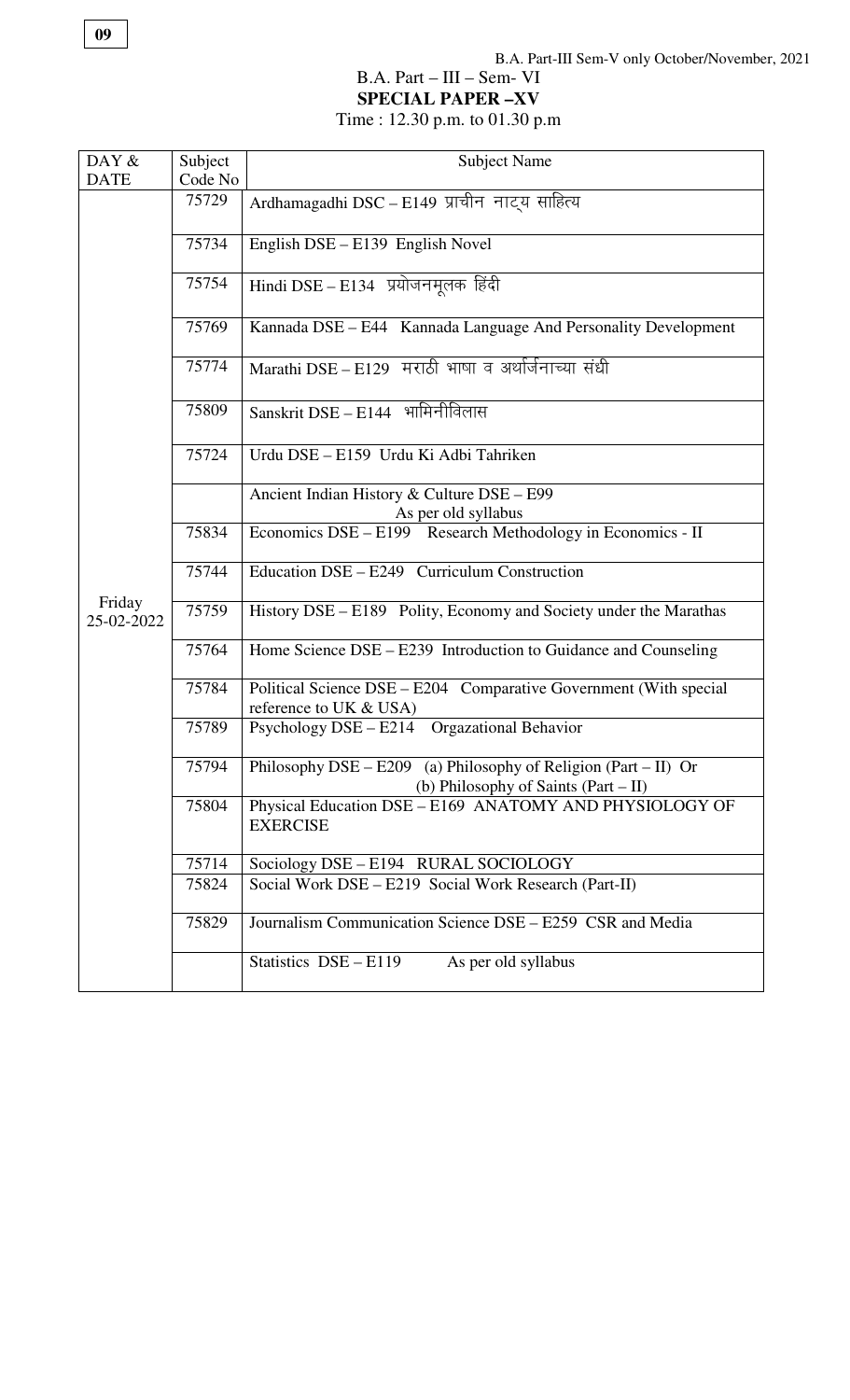B.A. Part-III Sem-V only October/November, 2021

B.A. Part – III – Sem- VI

**SPECIAL PAPER –XV**

Time : 12.30 p.m. to 01.30 p.m

| DAY & DATE | Subject Code No | Subject Name |
|---|---|---|
| Friday 25-02-2022 | 75729 | Ardhamagadhi DSC – E149 प्राचीन नाट्य साहित्य |
| | 75734 | English DSE – E139 English Novel |
| | 75754 | Hindi DSE – E134 प्रयोजनमूलक हिंदी |
| | 75769 | Kannada DSE – E44 Kannada Language And Personality Development |
| | 75774 | Marathi DSE – E129 मराठी भाषा व अर्थार्जनाच्या संधी |
| | 75809 | Sanskrit DSE – E144 भामिनीविलास |
| | 75724 | Urdu DSE – E159 Urdu Ki Adbi Tahriken |
| | | Ancient Indian History & Culture DSE – E99 As per old syllabus |
| | 75834 | Economics DSE – E199 Research Methodology in Economics - II |
| | 75744 | Education DSE – E249 Curriculum Construction |
| | 75759 | History DSE – E189 Polity, Economy and Society under the Marathas |
| | 75764 | Home Science DSE – E239 Introduction to Guidance and Counseling |
| | 75784 | Political Science DSE – E204 Comparative Government (With special reference to UK & USA) |
| | 75789 | Psychology DSE – E214 Orgazational Behavior |
| | 75794 | Philosophy DSE – E209 (a) Philosophy of Religion (Part – II) Or (b) Philosophy of Saints (Part – II) |
| | 75804 | Physical Education DSE – E169 ANATOMY AND PHYSIOLOGY OF EXERCISE |
| | 75714 | Sociology DSE – E194 RURAL SOCIOLOGY |
| | 75824 | Social Work DSE – E219 Social Work Research (Part-II) |
| | 75829 | Journalism Communication Science DSE – E259 CSR and Media |
| | | Statistics DSE – E119 As per old syllabus |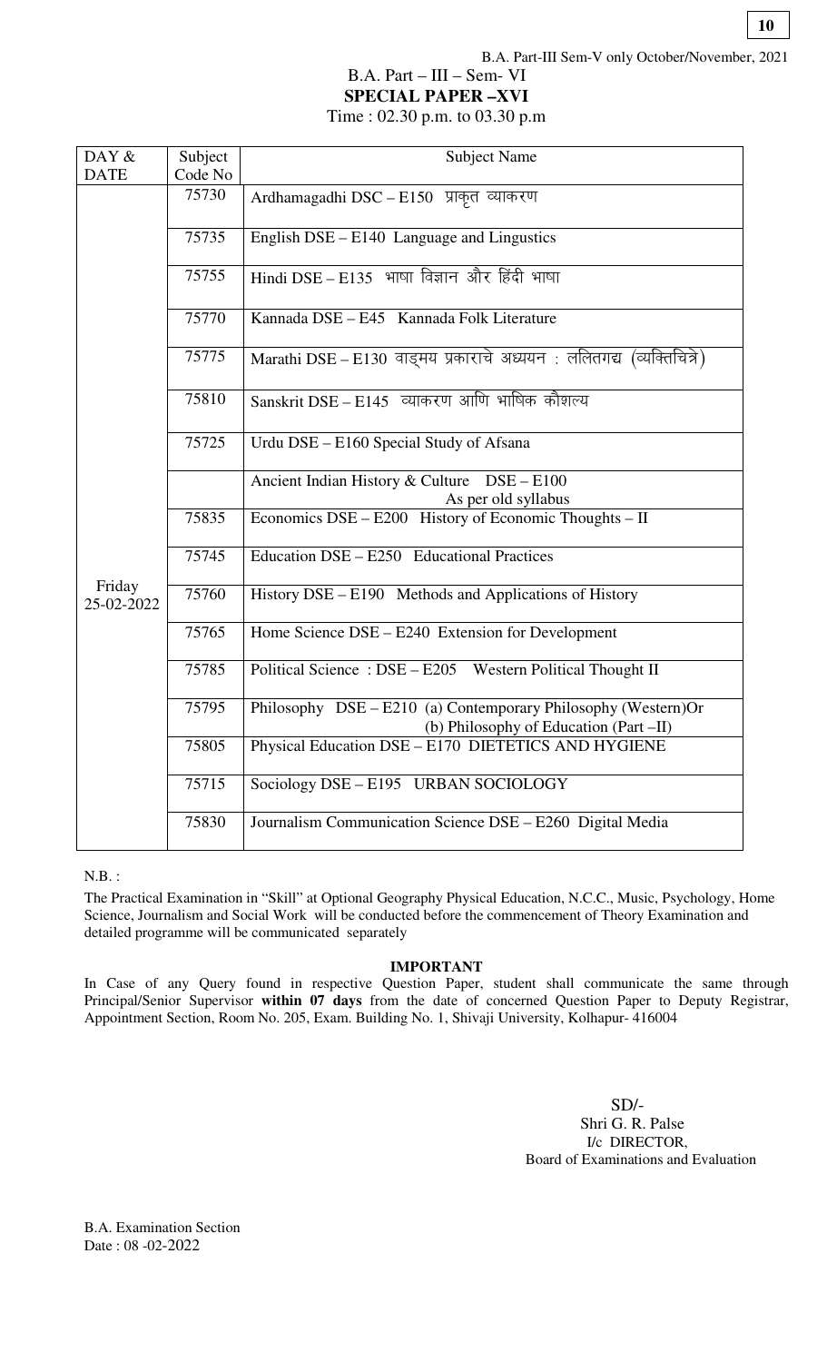B.A. Part-III Sem-V only October/November, 2021

B.A. Part – III – Sem- VI

**SPECIAL PAPER –XVI**

Time : 02.30 p.m. to 03.30 p.m

| DAY & DATE | Subject Code No | Subject Name |
|---|---|---|
| Friday 25-02-2022 | 75730 | Ardhamagadhi DSC – E150 प्राकृत व्याकरण |
| | 75735 | English DSE – E140 Language and Lingustics |
| | 75755 | Hindi DSE – E135 भाषा विज्ञान और हिंदी भाषा |
| | 75770 | Kannada DSE – E45 Kannada Folk Literature |
| | 75775 | Marathi DSE – E130 वाङ्मय प्रकाराचे अध्ययन : ललितगद्य (व्यक्तिचित्रे) |
| | 75810 | Sanskrit DSE – E145 व्याकरण आणि भाषिक कौशल्य |
| | 75725 | Urdu DSE – E160 Special Study of Afsana |
| | | Ancient Indian History & Culture DSE – E100 As per old syllabus |
| | 75835 | Economics DSE – E200 History of Economic Thoughts – II |
| | 75745 | Education DSE – E250 Educational Practices |
| | 75760 | History DSE – E190 Methods and Applications of History |
| | 75765 | Home Science DSE – E240 Extension for Development |
| | 75785 | Political Science : DSE – E205 Western Political Thought II |
| | 75795 | Philosophy DSE – E210 (a) Contemporary Philosophy (Western)Or (b) Philosophy of Education (Part –II) |
| | 75805 | Physical Education DSE – E170 DIETETICS AND HYGIENE |
| | 75715 | Sociology DSE – E195 URBAN SOCIOLOGY |
| | 75830 | Journalism Communication Science DSE – E260 Digital Media |

N.B. :

The Practical Examination in "Skill" at Optional Geography Physical Education, N.C.C., Music, Psychology, Home Science, Journalism and Social Work will be conducted before the commencement of Theory Examination and detailed programme will be communicated separately

**IMPORTANT**

In Case of any Query found in respective Question Paper, student shall communicate the same through Principal/Senior Supervisor **within 07 days** from the date of concerned Question Paper to Deputy Registrar, Appointment Section, Room No. 205, Exam. Building No. 1, Shivaji University, Kolhapur- 416004

SD/-
Shri G. R. Palse
I/c DIRECTOR,
Board of Examinations and Evaluation

B.A. Examination Section
Date : 08 -02-2022